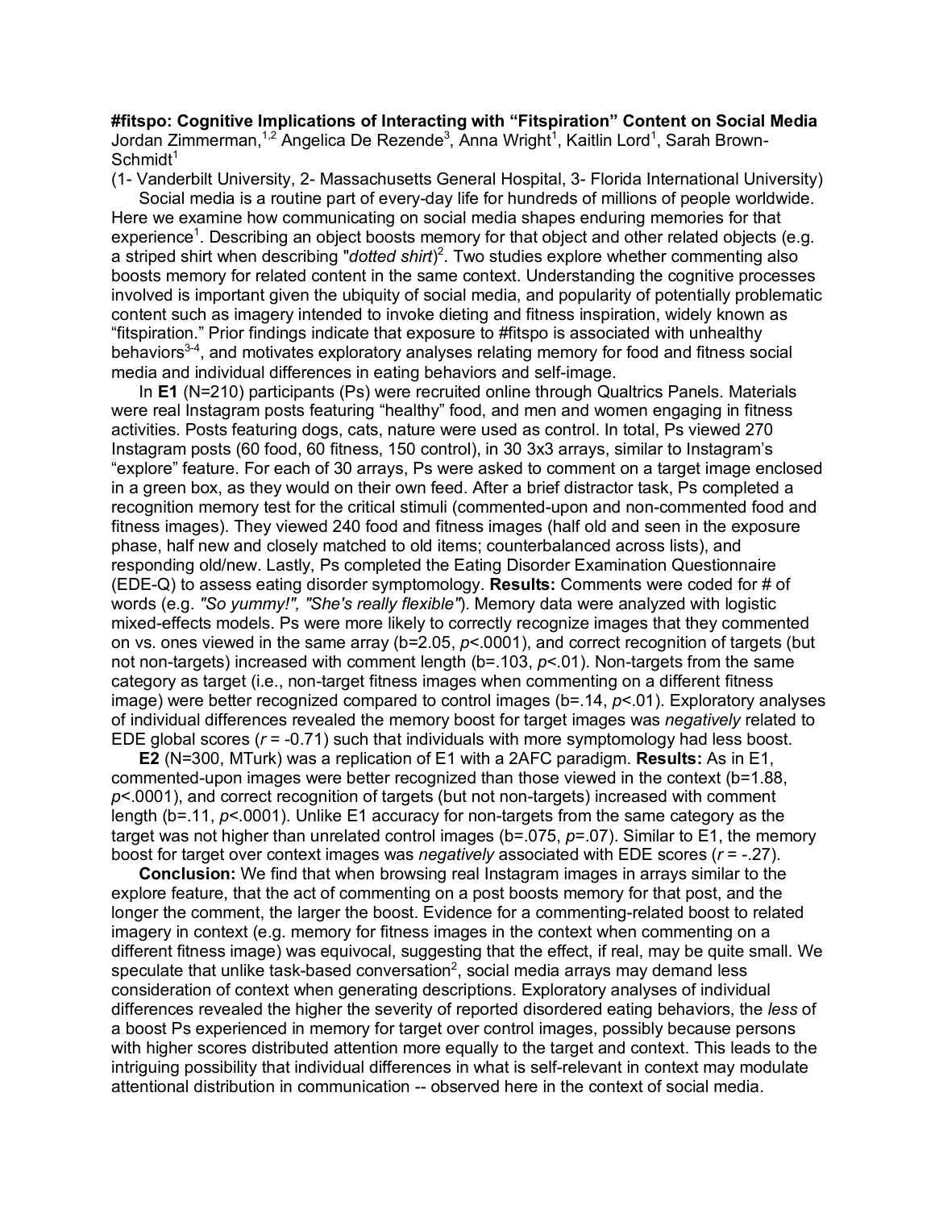**#fitspo: Cognitive Implications of Interacting with "Fitspiration" Content on Social Media**

Jordan Zimmerman,[1,2] Angelica De Rezende[3], Anna Wright[1], Kaitlin Lord[1], Sarah Brown-Schmidt[1]

(1- Vanderbilt University, 2- Massachusetts General Hospital, 3- Florida International University)

Social media is a routine part of every-day life for hundreds of millions of people worldwide. Here we examine how communicating on social media shapes enduring memories for that experience[1]. Describing an object boosts memory for that object and other related objects (e.g. a striped shirt when describing "*dotted shirt*")[2]. Two studies explore whether commenting also boosts memory for related content in the same context. Understanding the cognitive processes involved is important given the ubiquity of social media, and popularity of potentially problematic content such as imagery intended to invoke dieting and fitness inspiration, widely known as "fitspiration." Prior findings indicate that exposure to #fitspo is associated with unhealthy behaviors[3-4], and motivates exploratory analyses relating memory for food and fitness social media and individual differences in eating behaviors and self-image.

In **E1** (N=210) participants (Ps) were recruited online through Qualtrics Panels. Materials were real Instagram posts featuring "healthy" food, and men and women engaging in fitness activities. Posts featuring dogs, cats, nature were used as control. In total, Ps viewed 270 Instagram posts (60 food, 60 fitness, 150 control), in 30 3x3 arrays, similar to Instagram's "explore" feature. For each of 30 arrays, Ps were asked to comment on a target image enclosed in a green box, as they would on their own feed. After a brief distractor task, Ps completed a recognition memory test for the critical stimuli (commented-upon and non-commented food and fitness images). They viewed 240 food and fitness images (half old and seen in the exposure phase, half new and closely matched to old items; counterbalanced across lists), and responding old/new. Lastly, Ps completed the Eating Disorder Examination Questionnaire (EDE-Q) to assess eating disorder symptomology. **Results:** Comments were coded for # of words (e.g. *"So yummy!", "She's really flexible"*). Memory data were analyzed with logistic mixed-effects models. Ps were more likely to correctly recognize images that they commented on vs. ones viewed in the same array ($b=2.05$, $p<.0001$), and correct recognition of targets (but not non-targets) increased with comment length ($b=.103$, $p<.01$). Non-targets from the same category as target (i.e., non-target fitness images when commenting on a different fitness image) were better recognized compared to control images ($b=.14$, $p<.01$). Exploratory analyses of individual differences revealed the memory boost for target images was *negatively* related to EDE global scores ($r = -0.71$) such that individuals with more symptomology had less boost.

**E2** (N=300, MTurk) was a replication of E1 with a 2AFC paradigm. **Results:** As in E1, commented-upon images were better recognized than those viewed in the context ($b=1.88$, $p<.0001$), and correct recognition of targets (but not non-targets) increased with comment length ($b=.11$, $p<.0001$). Unlike E1 accuracy for non-targets from the same category as the target was not higher than unrelated control images ($b=.075$, $p=.07$). Similar to E1, the memory boost for target over context images was *negatively* associated with EDE scores ($r = -.27$).

**Conclusion:** We find that when browsing real Instagram images in arrays similar to the explore feature, that the act of commenting on a post boosts memory for that post, and the longer the comment, the larger the boost. Evidence for a commenting-related boost to related imagery in context (e.g. memory for fitness images in the context when commenting on a different fitness image) was equivocal, suggesting that the effect, if real, may be quite small. We speculate that unlike task-based conversation[2], social media arrays may demand less consideration of context when generating descriptions. Exploratory analyses of individual differences revealed the higher the severity of reported disordered eating behaviors, the *less* of a boost Ps experienced in memory for target over control images, possibly because persons with higher scores distributed attention more equally to the target and context. This leads to the intriguing possibility that individual differences in what is self-relevant in context may modulate attentional distribution in communication -- observed here in the context of social media.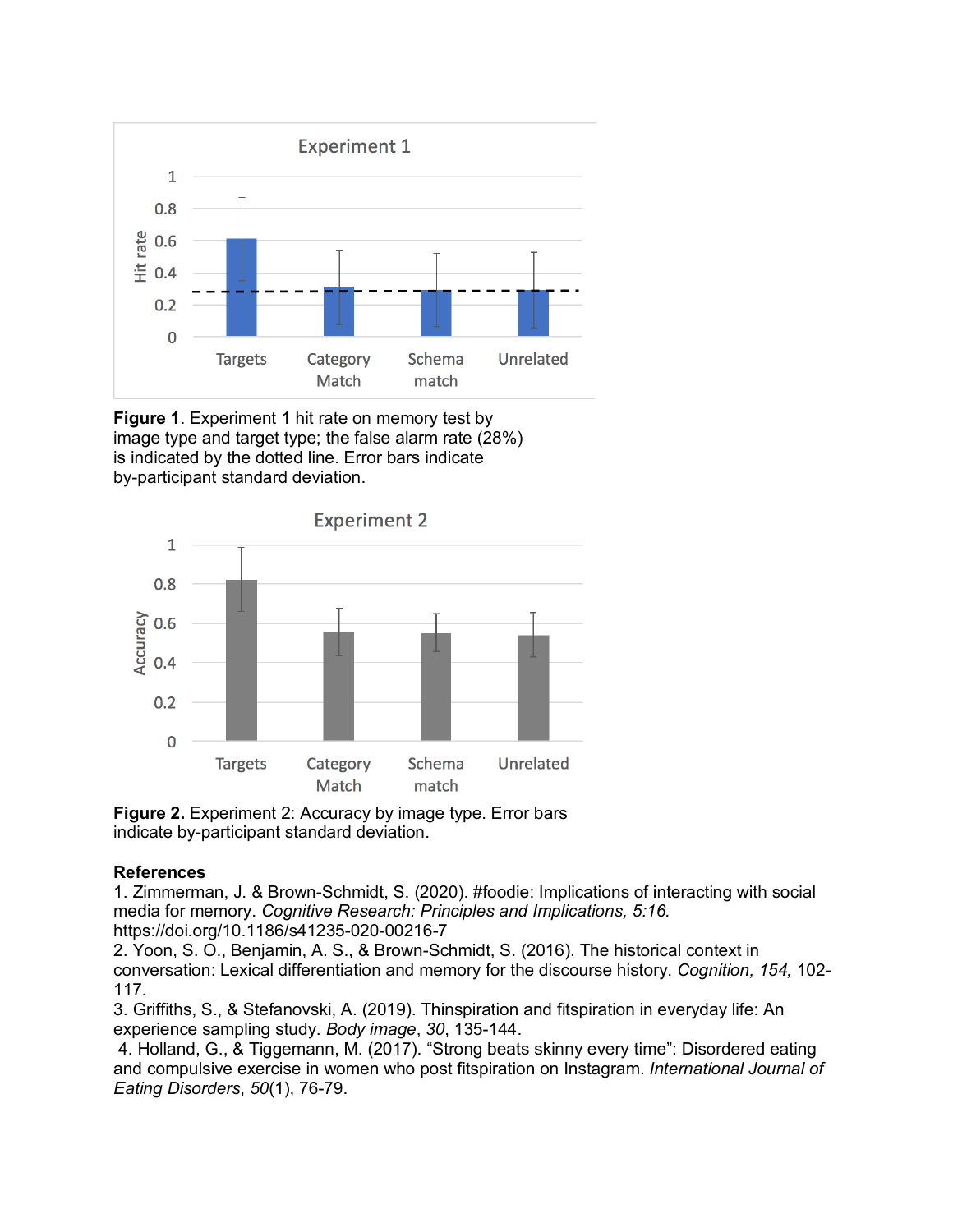Experiment 1

1
0.8
0.6
0.4
0.2
0

Hit rate

Targets
Category Match
Schema match
Unrelated

**Figure 1**. Experiment 1 hit rate on memory test by image type and target type; the false alarm rate (28%) is indicated by the dotted line. Error bars indicate by-participant standard deviation.

Experiment 2

1
0.8
0.6
0.4
0.2
0

Accuracy

Targets
Category Match
Schema match
Unrelated

**Figure 2.** Experiment 2: Accuracy by image type. Error bars indicate by-participant standard deviation.

**References**

1. Zimmerman, J. & Brown-Schmidt, S. (2020). #foodie: Implications of interacting with social media for memory. *Cognitive Research: Principles and Implications, 5:16.* https://doi.org/10.1186/s41235-020-00216-7
2. Yoon, S. O., Benjamin, A. S., & Brown-Schmidt, S. (2016). The historical context in conversation: Lexical differentiation and memory for the discourse history. *Cognition, 154,* 102-117.
3. Griffiths, S., & Stefanovski, A. (2019). Thinspiration and fitspiration in everyday life: An experience sampling study. *Body image*, *30*, 135-144.
4. Holland, G., & Tiggemann, M. (2017). "Strong beats skinny every time": Disordered eating and compulsive exercise in women who post fitspiration on Instagram. *International Journal of Eating Disorders*, *50*(1), 76-79.